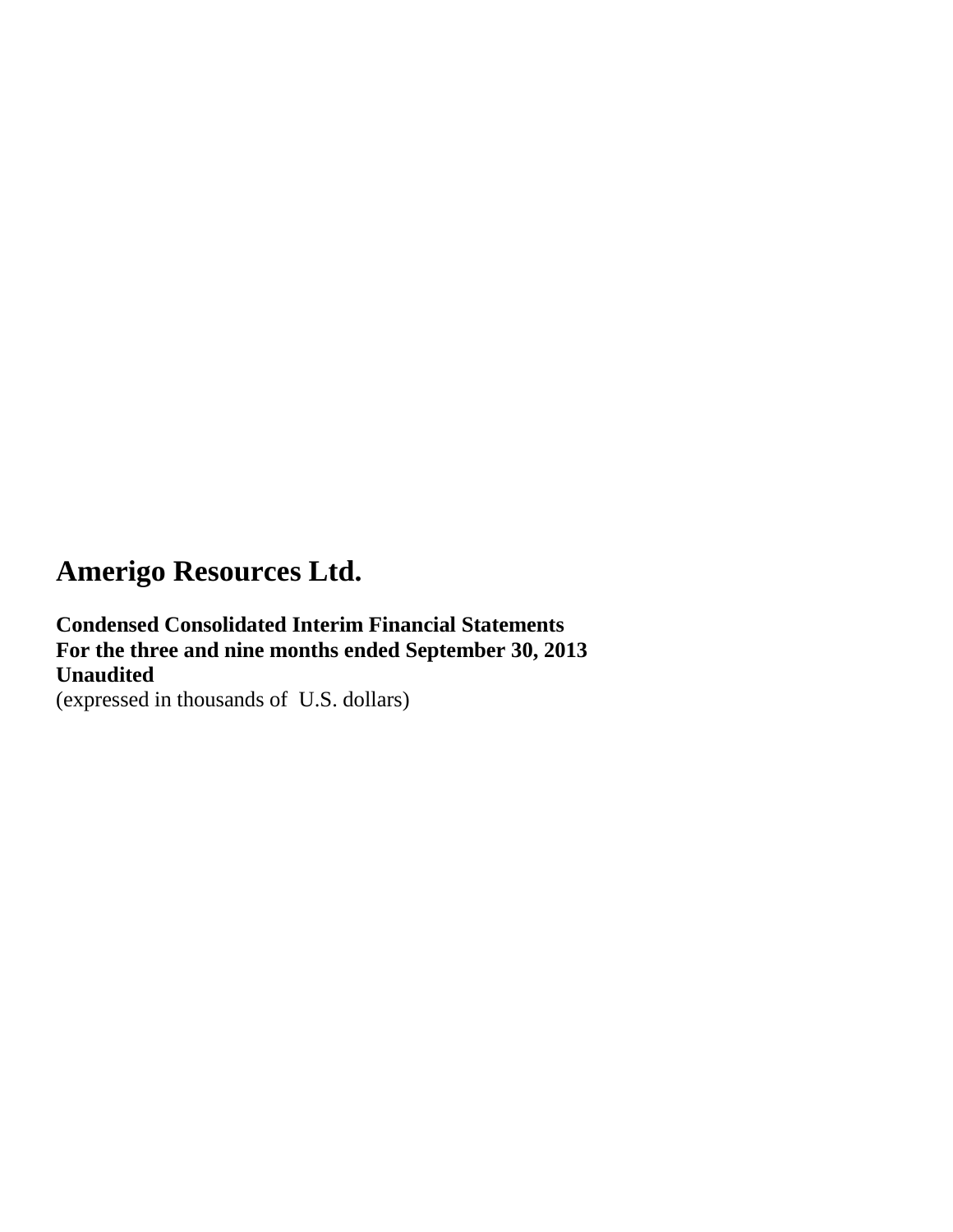# Amerigo Resources Ltd.

**Condensed Consolidated Interim Financial Statements**
**For the three and nine months ended September 30, 2013**
**Unaudited**
(expressed in thousands of U.S. dollars)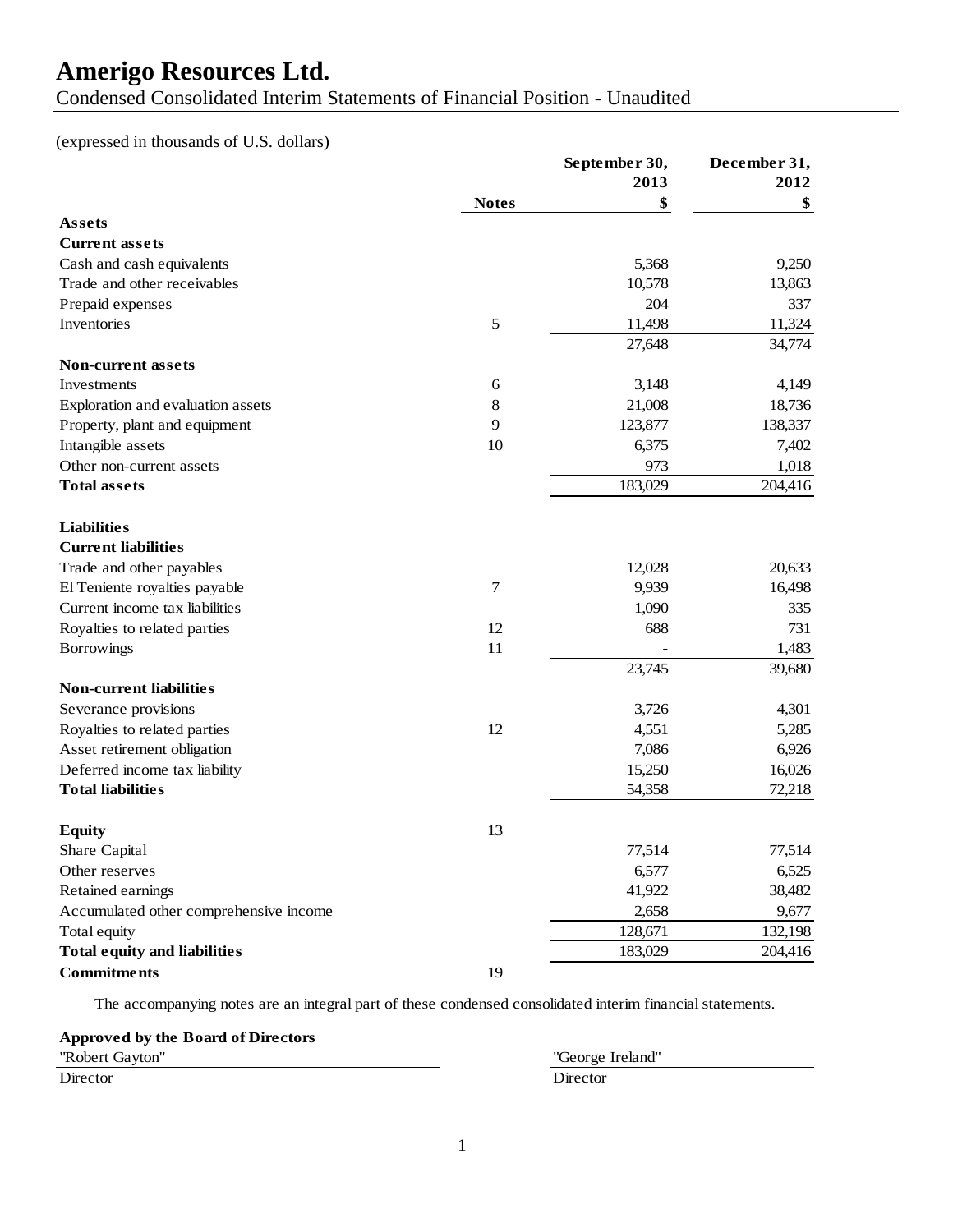# Amerigo Resources Ltd.

Condensed Consolidated Interim Statements of Financial Position - Unaudited

(expressed in thousands of U.S. dollars)

| | Notes | September 30, 2013 $ | December 31, 2012 $ |
|---|---|---|---|
| **Assets** | | | |
| **Current assets** | | | |
| Cash and cash equivalents | | 5,368 | 9,250 |
| Trade and other receivables | | 10,578 | 13,863 |
| Prepaid expenses | | 204 | 337 |
| Inventories | 5 | 11,498 | 11,324 |
| | | 27,648 | 34,774 |
| **Non-current assets** | | | |
| Investments | 6 | 3,148 | 4,149 |
| Exploration and evaluation assets | 8 | 21,008 | 18,736 |
| Property, plant and equipment | 9 | 123,877 | 138,337 |
| Intangible assets | 10 | 6,375 | 7,402 |
| Other non-current assets | | 973 | 1,018 |
| **Total assets** | | 183,029 | 204,416 |
| | | | |
| **Liabilities** | | | |
| **Current liabilities** | | | |
| Trade and other payables | | 12,028 | 20,633 |
| El Teniente royalties payable | 7 | 9,939 | 16,498 |
| Current income tax liabilities | | 1,090 | 335 |
| Royalties to related parties | 12 | 688 | 731 |
| Borrowings | 11 | - | 1,483 |
| | | 23,745 | 39,680 |
| **Non-current liabilities** | | | |
| Severance provisions | | 3,726 | 4,301 |
| Royalties to related parties | 12 | 4,551 | 5,285 |
| Asset retirement obligation | | 7,086 | 6,926 |
| Deferred income tax liability | | 15,250 | 16,026 |
| **Total liabilities** | | 54,358 | 72,218 |
| | | | |
| **Equity** | 13 | | |
| Share Capital | | 77,514 | 77,514 |
| Other reserves | | 6,577 | 6,525 |
| Retained earnings | | 41,922 | 38,482 |
| Accumulated other comprehensive income | | 2,658 | 9,677 |
| Total equity | | 128,671 | 132,198 |
| **Total equity and liabilities** | | 183,029 | 204,416 |
| **Commitments** | 19 | | |

The accompanying notes are an integral part of these condensed consolidated interim financial statements.

**Approved by the Board of Directors**

| "Robert Gayton" | "George Ireland" |
|---|---|
| Director | Director |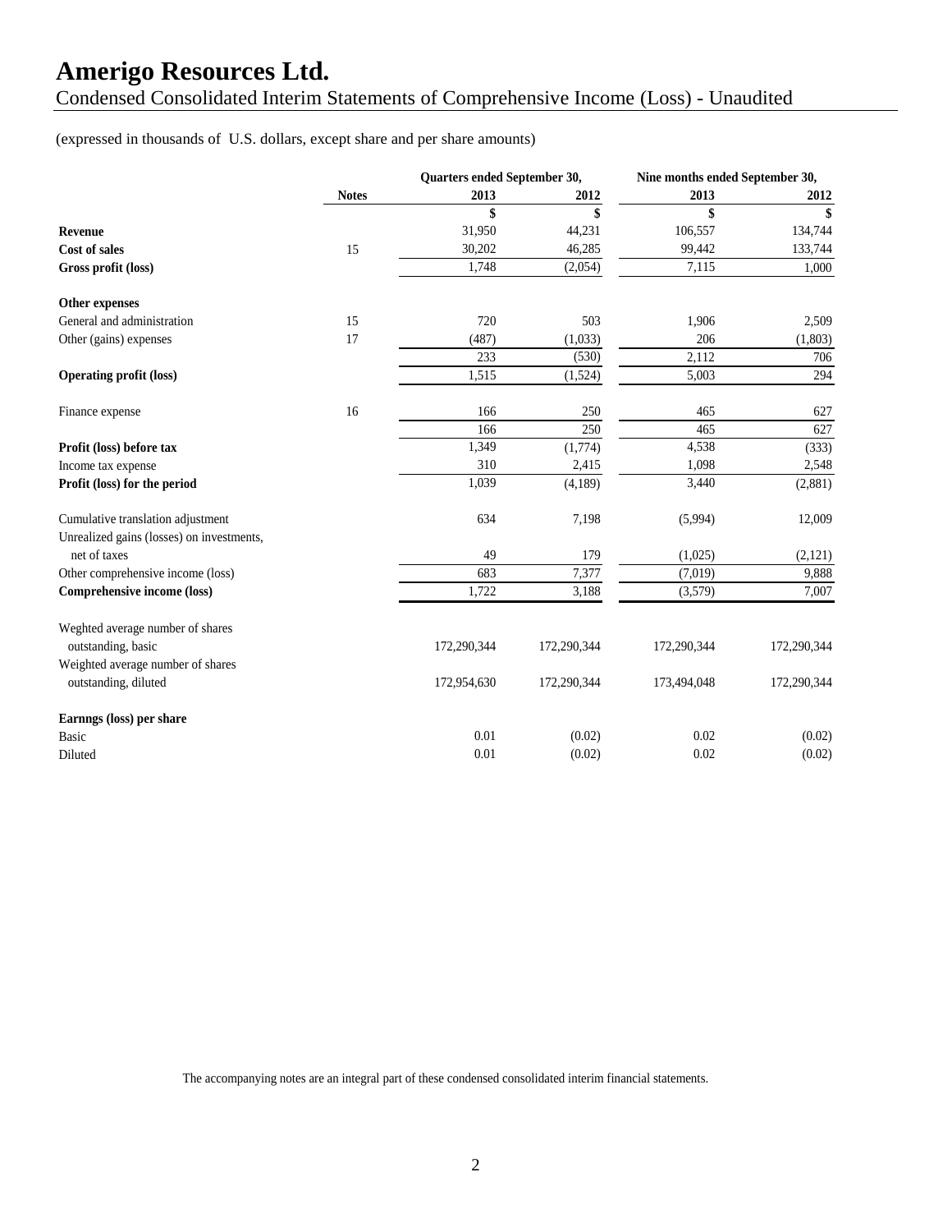# Amerigo Resources Ltd.

Condensed Consolidated Interim Statements of Comprehensive Income (Loss) - Unaudited

(expressed in thousands of U.S. dollars, except share and per share amounts)

| | | Quarters ended September 30, | | Nine months ended September 30, | |
|---|---|---|---|---|---|
| | **Notes** | **2013** | **2012** | **2013** | **2012** |
| | | **$** | **$** | **$** | **$** |
| **Revenue** | | 31,950 | 44,231 | 106,557 | 134,744 |
| **Cost of sales** | 15 | 30,202 | 46,285 | 99,442 | 133,744 |
| **Gross profit (loss)** | | 1,748 | (2,054) | 7,115 | 1,000 |
| | | | | | |
| **Other expenses** | | | | | |
| General and administration | 15 | 720 | 503 | 1,906 | 2,509 |
| Other (gains) expenses | 17 | (487) | (1,033) | 206 | (1,803) |
| | | 233 | (530) | 2,112 | 706 |
| **Operating profit (loss)** | | 1,515 | (1,524) | 5,003 | 294 |
| | | | | | |
| Finance expense | 16 | 166 | 250 | 465 | 627 |
| | | 166 | 250 | 465 | 627 |
| **Profit (loss) before tax** | | 1,349 | (1,774) | 4,538 | (333) |
| Income tax expense | | 310 | 2,415 | 1,098 | 2,548 |
| **Profit (loss) for the period** | | 1,039 | (4,189) | 3,440 | (2,881) |
| | | | | | |
| Cumulative translation adjustment | | 634 | 7,198 | (5,994) | 12,009 |
| Unrealized gains (losses) on investments, net of taxes | | 49 | 179 | (1,025) | (2,121) |
| Other comprehensive income (loss) | | 683 | 7,377 | (7,019) | 9,888 |
| **Comprehensive income (loss)** | | 1,722 | 3,188 | (3,579) | 7,007 |
| | | | | | |
| Weghted average number of shares outstanding, basic | | 172,290,344 | 172,290,344 | 172,290,344 | 172,290,344 |
| Weighted average number of shares outstanding, diluted | | 172,954,630 | 172,290,344 | 173,494,048 | 172,290,344 |
| | | | | | |
| **Earnngs (loss) per share** | | | | | |
| Basic | | 0.01 | (0.02) | 0.02 | (0.02) |
| Diluted | | 0.01 | (0.02) | 0.02 | (0.02) |

The accompanying notes are an integral part of these condensed consolidated interim financial statements.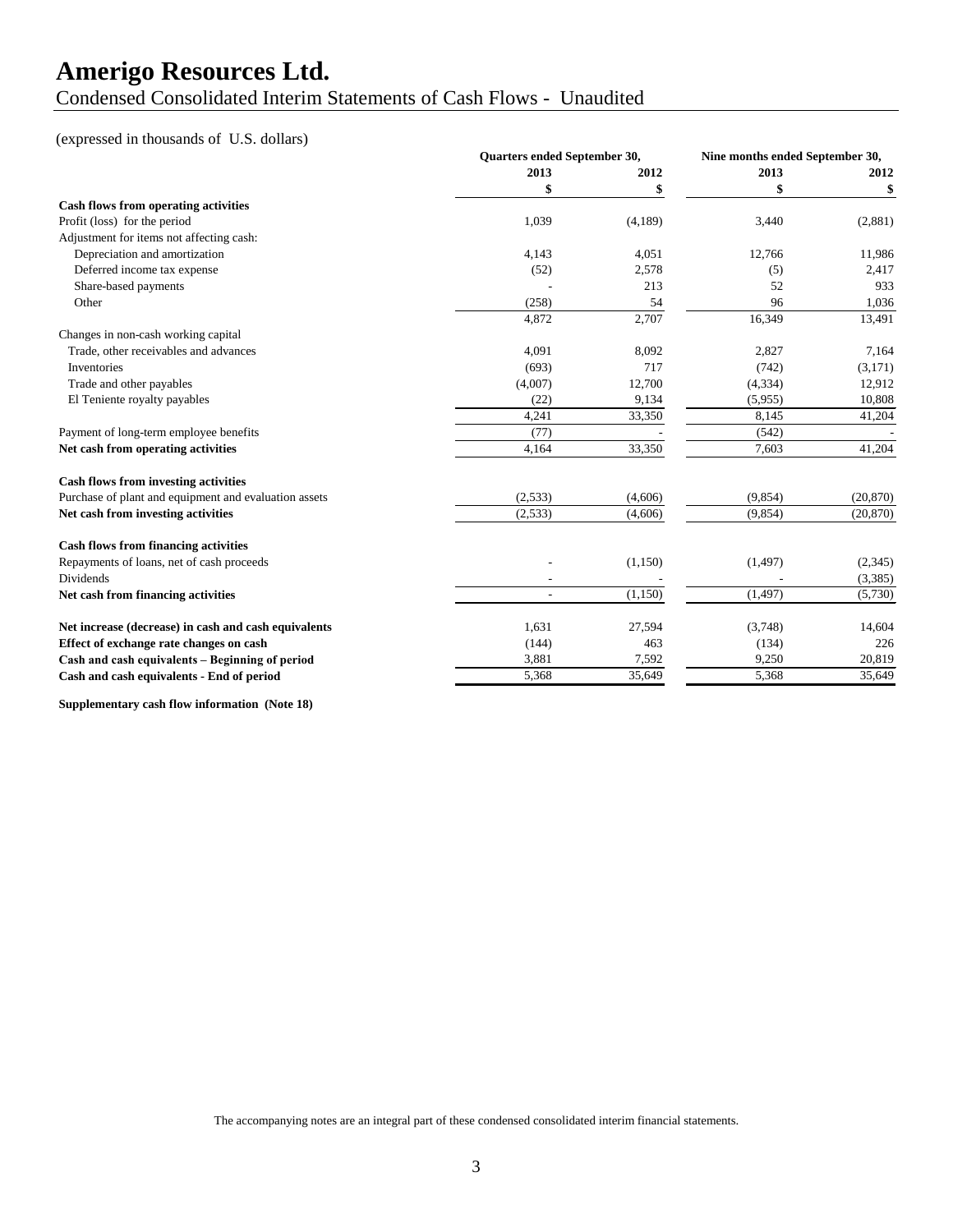# Amerigo Resources Ltd.

Condensed Consolidated Interim Statements of Cash Flows - Unaudited

(expressed in thousands of U.S. dollars)

| | Quarters ended September 30, | | Nine months ended September 30, | |
|---|---|---|---|---|
| | 2013 | 2012 | 2013 | 2012 |
| | $ | $ | $ | $ |
| **Cash flows from operating activities** | | | | |
| Profit (loss) for the period | 1,039 | (4,189) | 3,440 | (2,881) |
| Adjustment for items not affecting cash: | | | | |
| Depreciation and amortization | 4,143 | 4,051 | 12,766 | 11,986 |
| Deferred income tax expense | (52) | 2,578 | (5) | 2,417 |
| Share-based payments | - | 213 | 52 | 933 |
| Other | (258) | 54 | 96 | 1,036 |
| | 4,872 | 2,707 | 16,349 | 13,491 |
| Changes in non-cash working capital | | | | |
| Trade, other receivables and advances | 4,091 | 8,092 | 2,827 | 7,164 |
| Inventories | (693) | 717 | (742) | (3,171) |
| Trade and other payables | (4,007) | 12,700 | (4,334) | 12,912 |
| El Teniente royalty payables | (22) | 9,134 | (5,955) | 10,808 |
| | 4,241 | 33,350 | 8,145 | 41,204 |
| Payment of long-term employee benefits | (77) | - | (542) | - |
| **Net cash from operating activities** | 4,164 | 33,350 | 7,603 | 41,204 |
| **Cash flows from investing activities** | | | | |
| Purchase of plant and equipment and evaluation assets | (2,533) | (4,606) | (9,854) | (20,870) |
| **Net cash from investing activities** | (2,533) | (4,606) | (9,854) | (20,870) |
| **Cash flows from financing activities** | | | | |
| Repayments of loans, net of cash proceeds | - | (1,150) | (1,497) | (2,345) |
| Dividends | - | - | - | (3,385) |
| **Net cash from financing activities** | - | (1,150) | (1,497) | (5,730) |
| **Net increase (decrease) in cash and cash equivalents** | 1,631 | 27,594 | (3,748) | 14,604 |
| **Effect of exchange rate changes on cash** | (144) | 463 | (134) | 226 |
| **Cash and cash equivalents – Beginning of period** | 3,881 | 7,592 | 9,250 | 20,819 |
| **Cash and cash equivalents - End of period** | 5,368 | 35,649 | 5,368 | 35,649 |

**Supplementary cash flow information (Note 18)**

The accompanying notes are an integral part of these condensed consolidated interim financial statements.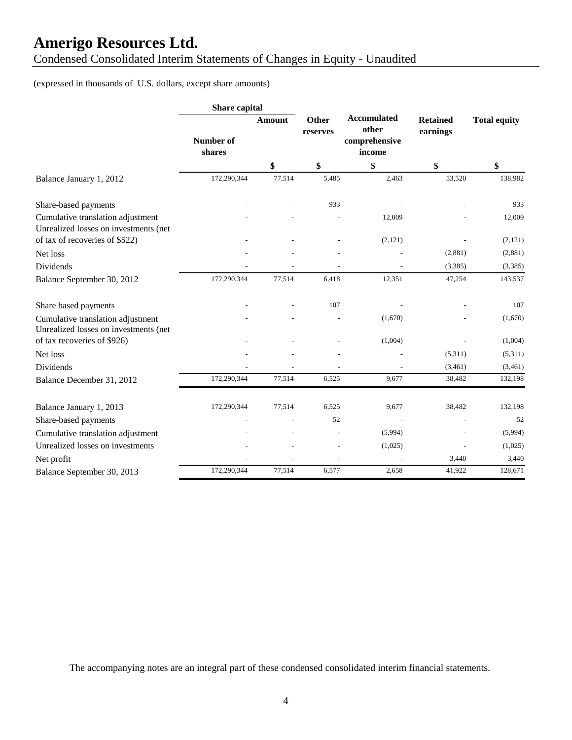# Amerigo Resources Ltd.

Condensed Consolidated Interim Statements of Changes in Equity - Unaudited

(expressed in thousands of U.S. dollars, except share amounts)

| | Share capital | | Other reserves | Accumulated other comprehensive income | Retained earnings | Total equity |
|---|---|---|---|---|---|---|
| | Number of shares | Amount | | | | |
| | | $ | $ | $ | $ | $ |
| Balance January 1, 2012 | 172,290,344 | 77,514 | 5,485 | 2,463 | 53,520 | 138,982 |
| Share-based payments | - | - | 933 | - | - | 933 |
| Cumulative translation adjustment | - | - | - | 12,009 | - | 12,009 |
| Unrealized losses on investments (net of tax of recoveries of $522) | - | - | - | (2,121) | - | (2,121) |
| Net loss | - | - | - | - | (2,881) | (2,881) |
| Dividends | - | - | - | - | (3,385) | (3,385) |
| Balance September 30, 2012 | 172,290,344 | 77,514 | 6,418 | 12,351 | 47,254 | 143,537 |
| Share based payments | - | - | 107 | - | - | 107 |
| Cumulative translation adjustment | - | - | - | (1,670) | - | (1,670) |
| Unrealized losses on investments (net of tax recoveries of $926) | - | - | - | (1,004) | - | (1,004) |
| Net loss | - | - | - | - | (5,311) | (5,311) |
| Dividends | - | - | - | - | (3,461) | (3,461) |
| Balance December 31, 2012 | 172,290,344 | 77,514 | 6,525 | 9,677 | 38,482 | 132,198 |
| Balance January 1, 2013 | 172,290,344 | 77,514 | 6,525 | 9,677 | 38,482 | 132,198 |
| Share-based payments | - | - | 52 | - | - | 52 |
| Cumulative translation adjustment | - | - | - | (5,994) | - | (5,994) |
| Unrealized losses on investments | - | - | - | (1,025) | - | (1,025) |
| Net profit | - | - | - | - | 3,440 | 3,440 |
| Balance September 30, 2013 | 172,290,344 | 77,514 | 6,577 | 2,658 | 41,922 | 128,671 |

The accompanying notes are an integral part of these condensed consolidated interim financial statements.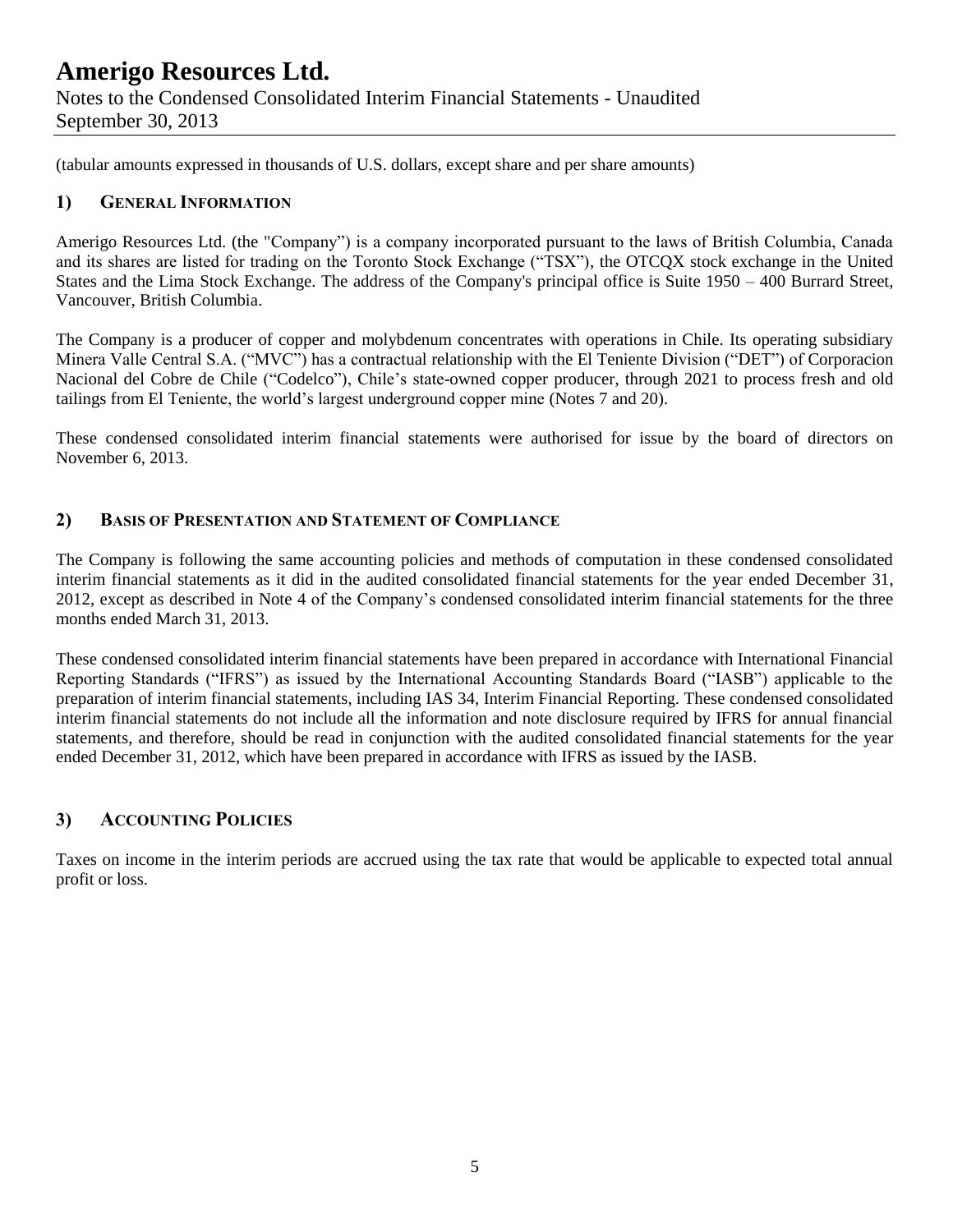(tabular amounts expressed in thousands of U.S. dollars, except share and per share amounts)

## 1) GENERAL INFORMATION

Amerigo Resources Ltd. (the "Company") is a company incorporated pursuant to the laws of British Columbia, Canada and its shares are listed for trading on the Toronto Stock Exchange ("TSX"), the OTCQX stock exchange in the United States and the Lima Stock Exchange. The address of the Company's principal office is Suite 1950 – 400 Burrard Street, Vancouver, British Columbia.

The Company is a producer of copper and molybdenum concentrates with operations in Chile. Its operating subsidiary Minera Valle Central S.A. ("MVC") has a contractual relationship with the El Teniente Division ("DET") of Corporacion Nacional del Cobre de Chile ("Codelco"), Chile's state-owned copper producer, through 2021 to process fresh and old tailings from El Teniente, the world's largest underground copper mine (Notes 7 and 20).

These condensed consolidated interim financial statements were authorised for issue by the board of directors on November 6, 2013.

## 2) BASIS OF PRESENTATION AND STATEMENT OF COMPLIANCE

The Company is following the same accounting policies and methods of computation in these condensed consolidated interim financial statements as it did in the audited consolidated financial statements for the year ended December 31, 2012, except as described in Note 4 of the Company's condensed consolidated interim financial statements for the three months ended March 31, 2013.

These condensed consolidated interim financial statements have been prepared in accordance with International Financial Reporting Standards ("IFRS") as issued by the International Accounting Standards Board ("IASB") applicable to the preparation of interim financial statements, including IAS 34, Interim Financial Reporting. These condensed consolidated interim financial statements do not include all the information and note disclosure required by IFRS for annual financial statements, and therefore, should be read in conjunction with the audited consolidated financial statements for the year ended December 31, 2012, which have been prepared in accordance with IFRS as issued by the IASB.

## 3) ACCOUNTING POLICIES

Taxes on income in the interim periods are accrued using the tax rate that would be applicable to expected total annual profit or loss.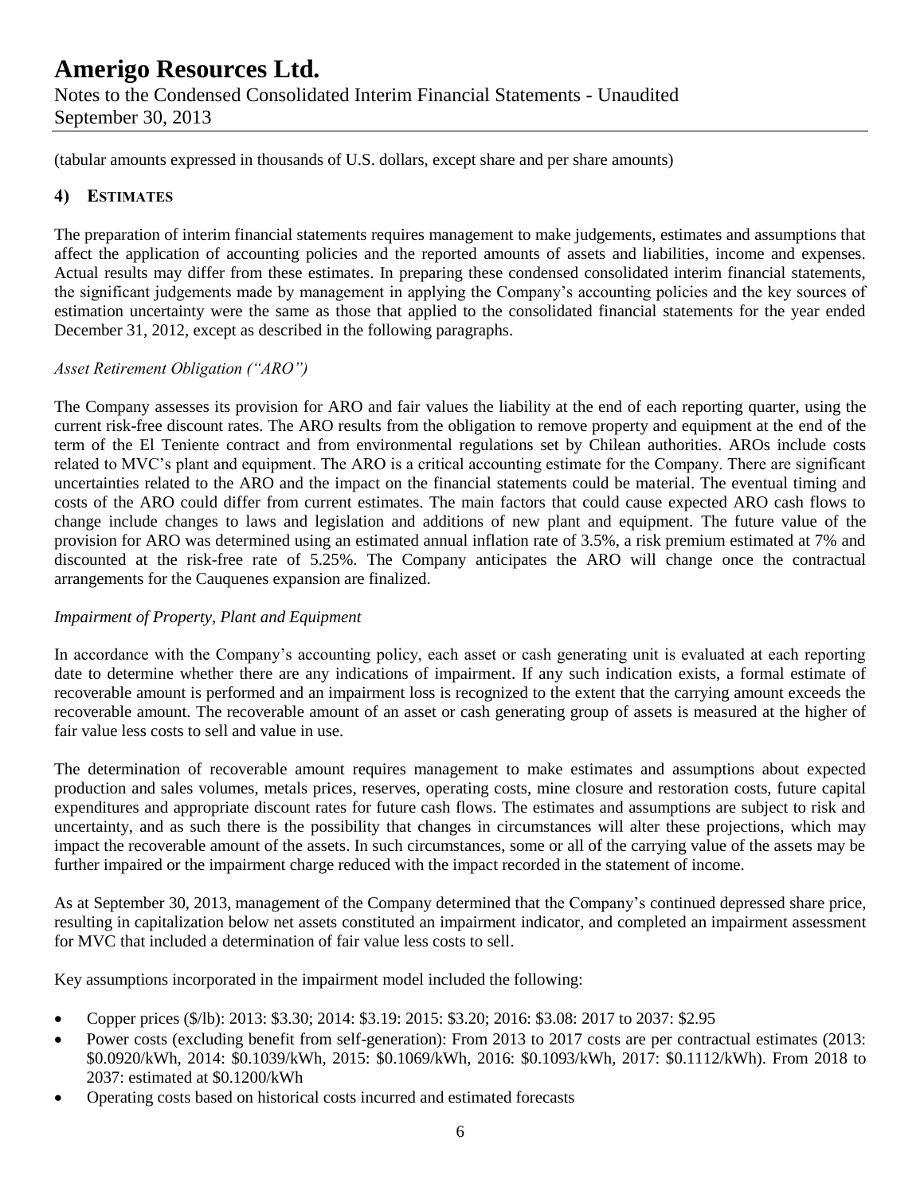(tabular amounts expressed in thousands of U.S. dollars, except share and per share amounts)

## 4) Estimates

The preparation of interim financial statements requires management to make judgements, estimates and assumptions that affect the application of accounting policies and the reported amounts of assets and liabilities, income and expenses. Actual results may differ from these estimates. In preparing these condensed consolidated interim financial statements, the significant judgements made by management in applying the Company's accounting policies and the key sources of estimation uncertainty were the same as those that applied to the consolidated financial statements for the year ended December 31, 2012, except as described in the following paragraphs.

*Asset Retirement Obligation ("ARO")*

The Company assesses its provision for ARO and fair values the liability at the end of each reporting quarter, using the current risk-free discount rates. The ARO results from the obligation to remove property and equipment at the end of the term of the El Teniente contract and from environmental regulations set by Chilean authorities. AROs include costs related to MVC's plant and equipment. The ARO is a critical accounting estimate for the Company. There are significant uncertainties related to the ARO and the impact on the financial statements could be material. The eventual timing and costs of the ARO could differ from current estimates. The main factors that could cause expected ARO cash flows to change include changes to laws and legislation and additions of new plant and equipment. The future value of the provision for ARO was determined using an estimated annual inflation rate of 3.5%, a risk premium estimated at 7% and discounted at the risk-free rate of 5.25%. The Company anticipates the ARO will change once the contractual arrangements for the Cauquenes expansion are finalized.

*Impairment of Property, Plant and Equipment*

In accordance with the Company's accounting policy, each asset or cash generating unit is evaluated at each reporting date to determine whether there are any indications of impairment. If any such indication exists, a formal estimate of recoverable amount is performed and an impairment loss is recognized to the extent that the carrying amount exceeds the recoverable amount. The recoverable amount of an asset or cash generating group of assets is measured at the higher of fair value less costs to sell and value in use.

The determination of recoverable amount requires management to make estimates and assumptions about expected production and sales volumes, metals prices, reserves, operating costs, mine closure and restoration costs, future capital expenditures and appropriate discount rates for future cash flows. The estimates and assumptions are subject to risk and uncertainty, and as such there is the possibility that changes in circumstances will alter these projections, which may impact the recoverable amount of the assets. In such circumstances, some or all of the carrying value of the assets may be further impaired or the impairment charge reduced with the impact recorded in the statement of income.

As at September 30, 2013, management of the Company determined that the Company's continued depressed share price, resulting in capitalization below net assets constituted an impairment indicator, and completed an impairment assessment for MVC that included a determination of fair value less costs to sell.

Key assumptions incorporated in the impairment model included the following:

- Copper prices ($/lb): 2013: $3.30; 2014: $3.19: 2015: $3.20; 2016: $3.08: 2017 to 2037: $2.95
- Power costs (excluding benefit from self-generation): From 2013 to 2017 costs are per contractual estimates (2013: $0.0920/kWh, 2014: $0.1039/kWh, 2015: $0.1069/kWh, 2016: $0.1093/kWh, 2017: $0.1112/kWh). From 2018 to 2037: estimated at $0.1200/kWh
- Operating costs based on historical costs incurred and estimated forecasts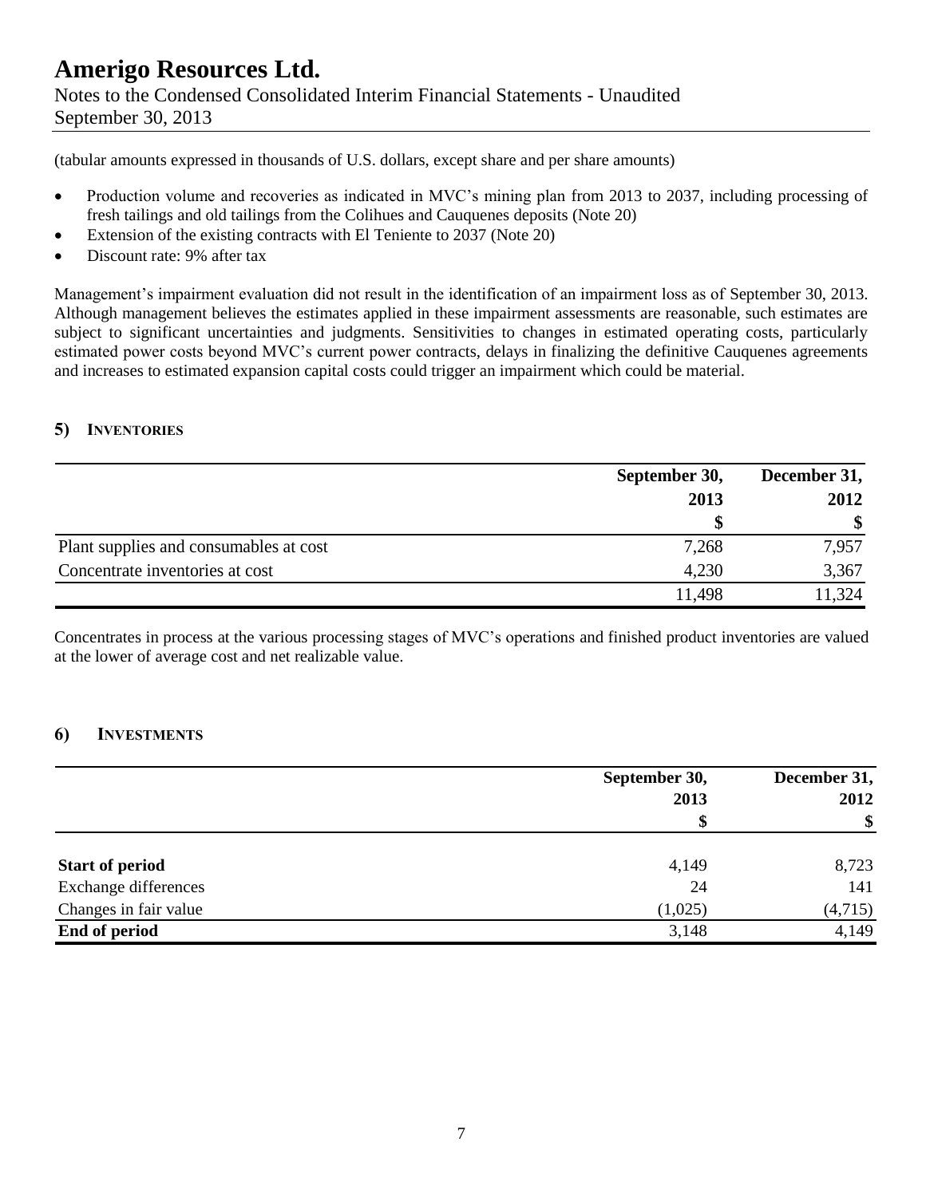(tabular amounts expressed in thousands of U.S. dollars, except share and per share amounts)

- Production volume and recoveries as indicated in MVC's mining plan from 2013 to 2037, including processing of fresh tailings and old tailings from the Colihues and Cauquenes deposits (Note 20)
- Extension of the existing contracts with El Teniente to 2037 (Note 20)
- Discount rate: 9% after tax

Management's impairment evaluation did not result in the identification of an impairment loss as of September 30, 2013. Although management believes the estimates applied in these impairment assessments are reasonable, such estimates are subject to significant uncertainties and judgments. Sensitivities to changes in estimated operating costs, particularly estimated power costs beyond MVC's current power contracts, delays in finalizing the definitive Cauquenes agreements and increases to estimated expansion capital costs could trigger an impairment which could be material.

## 5) Inventories

| | September 30, 2013 | December 31, 2012 |
|---|---|---|
| | $ | $ |
| Plant supplies and consumables at cost | 7,268 | 7,957 |
| Concentrate inventories at cost | 4,230 | 3,367 |
| | 11,498 | 11,324 |

Concentrates in process at the various processing stages of MVC's operations and finished product inventories are valued at the lower of average cost and net realizable value.

## 6) Investments

| | September 30, 2013 | December 31, 2012 |
|---|---|---|
| | $ | $ |
| **Start of period** | 4,149 | 8,723 |
| Exchange differences | 24 | 141 |
| Changes in fair value | (1,025) | (4,715) |
| **End of period** | 3,148 | 4,149 |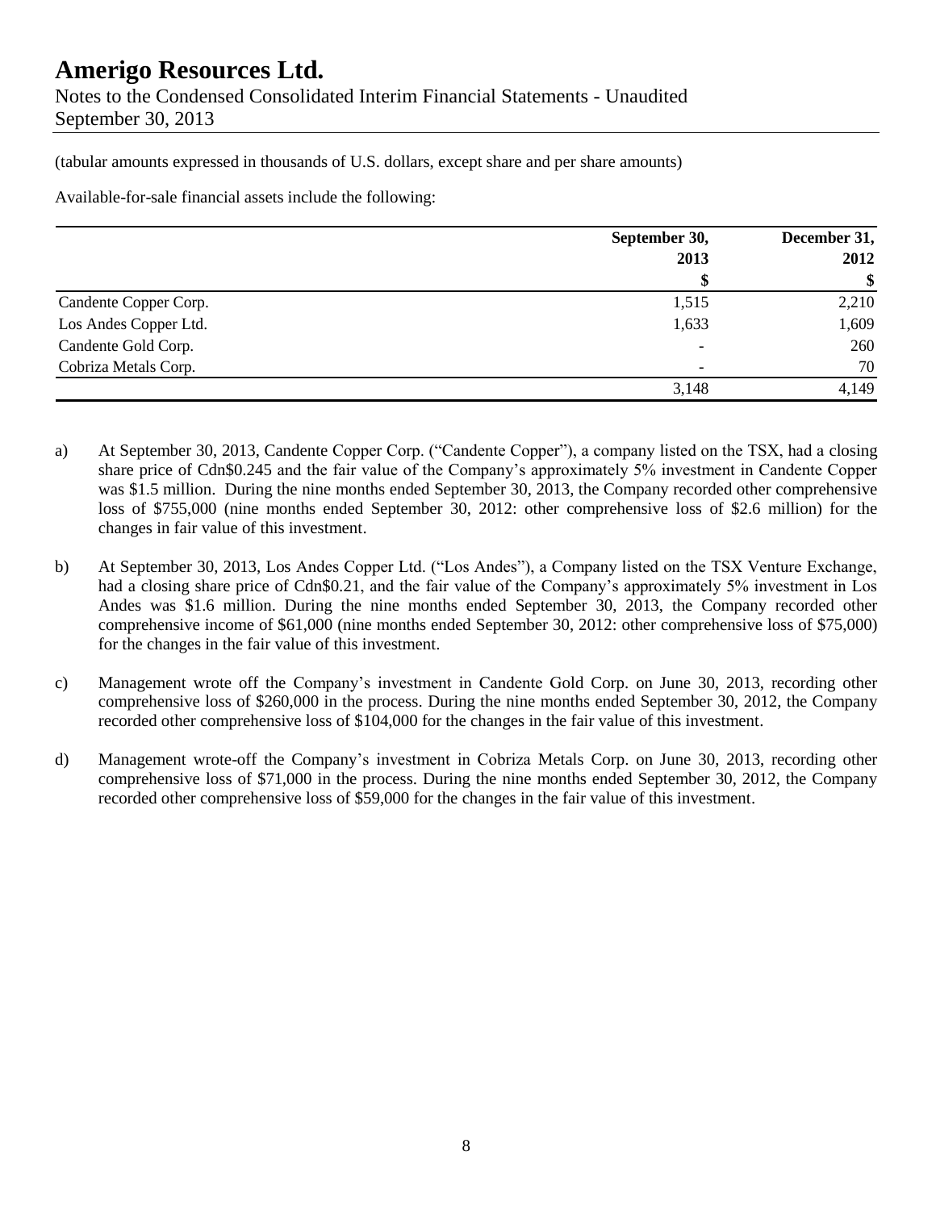(tabular amounts expressed in thousands of U.S. dollars, except share and per share amounts)

Available-for-sale financial assets include the following:

| | September 30, 2013 | December 31, 2012 |
|---|---|---|
| | $ | $ |
| Candente Copper Corp. | 1,515 | 2,210 |
| Los Andes Copper Ltd. | 1,633 | 1,609 |
| Candente Gold Corp. | - | 260 |
| Cobriza Metals Corp. | - | 70 |
| | 3,148 | 4,149 |

a) At September 30, 2013, Candente Copper Corp. ("Candente Copper"), a company listed on the TSX, had a closing share price of Cdn$0.245 and the fair value of the Company's approximately 5% investment in Candente Copper was $1.5 million. During the nine months ended September 30, 2013, the Company recorded other comprehensive loss of $755,000 (nine months ended September 30, 2012: other comprehensive loss of $2.6 million) for the changes in fair value of this investment.

b) At September 30, 2013, Los Andes Copper Ltd. ("Los Andes"), a Company listed on the TSX Venture Exchange, had a closing share price of Cdn$0.21, and the fair value of the Company's approximately 5% investment in Los Andes was $1.6 million. During the nine months ended September 30, 2013, the Company recorded other comprehensive income of $61,000 (nine months ended September 30, 2012: other comprehensive loss of $75,000) for the changes in the fair value of this investment.

c) Management wrote off the Company's investment in Candente Gold Corp. on June 30, 2013, recording other comprehensive loss of $260,000 in the process. During the nine months ended September 30, 2012, the Company recorded other comprehensive loss of $104,000 for the changes in the fair value of this investment.

d) Management wrote-off the Company's investment in Cobriza Metals Corp. on June 30, 2013, recording other comprehensive loss of $71,000 in the process. During the nine months ended September 30, 2012, the Company recorded other comprehensive loss of $59,000 for the changes in the fair value of this investment.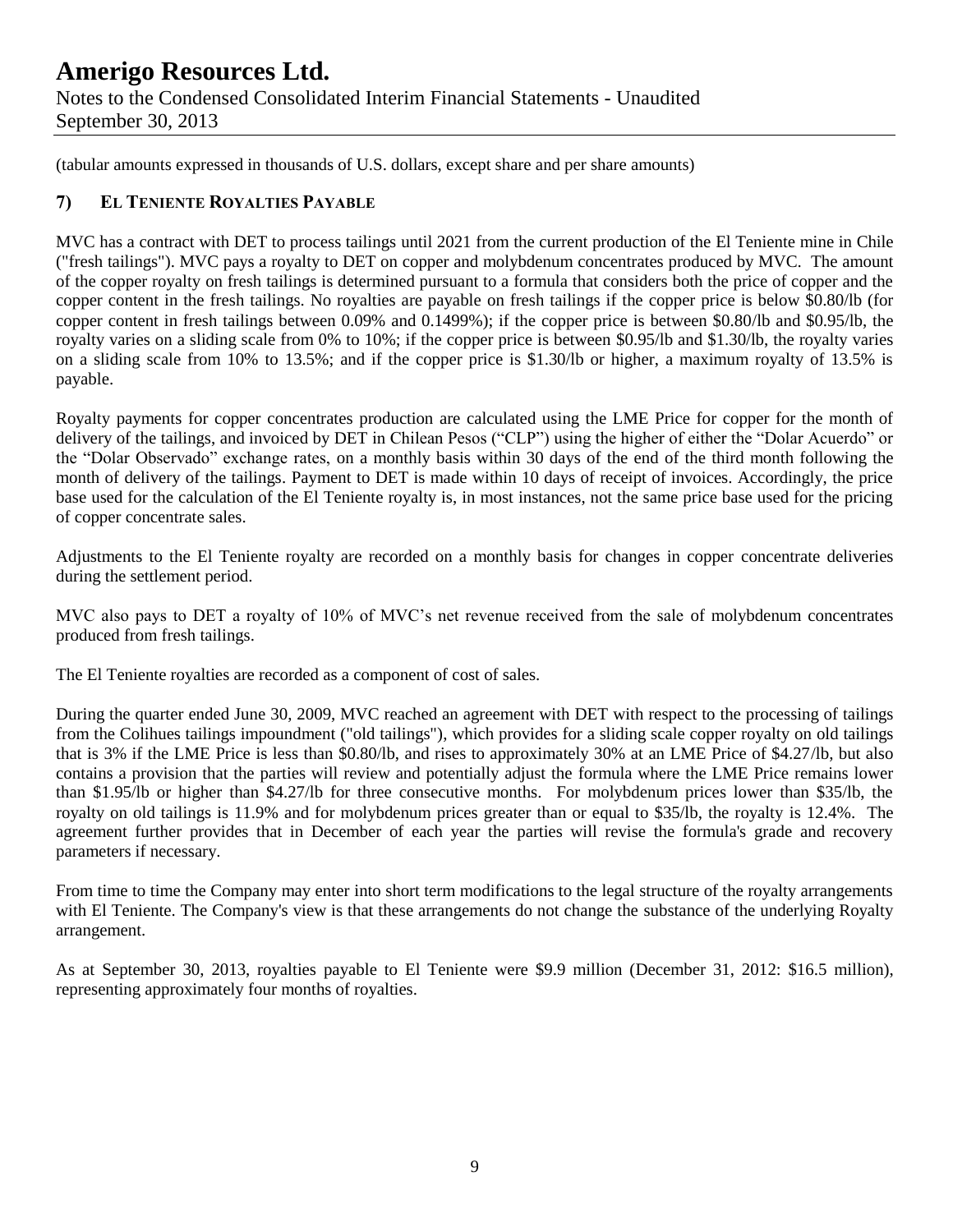(tabular amounts expressed in thousands of U.S. dollars, except share and per share amounts)

## 7) El Teniente Royalties Payable

MVC has a contract with DET to process tailings until 2021 from the current production of the El Teniente mine in Chile ("fresh tailings"). MVC pays a royalty to DET on copper and molybdenum concentrates produced by MVC. The amount of the copper royalty on fresh tailings is determined pursuant to a formula that considers both the price of copper and the copper content in the fresh tailings. No royalties are payable on fresh tailings if the copper price is below $0.80/lb (for copper content in fresh tailings between 0.09% and 0.1499%); if the copper price is between $0.80/lb and $0.95/lb, the royalty varies on a sliding scale from 0% to 10%; if the copper price is between $0.95/lb and $1.30/lb, the royalty varies on a sliding scale from 10% to 13.5%; and if the copper price is $1.30/lb or higher, a maximum royalty of 13.5% is payable.

Royalty payments for copper concentrates production are calculated using the LME Price for copper for the month of delivery of the tailings, and invoiced by DET in Chilean Pesos ("CLP") using the higher of either the "Dolar Acuerdo" or the "Dolar Observado" exchange rates, on a monthly basis within 30 days of the end of the third month following the month of delivery of the tailings. Payment to DET is made within 10 days of receipt of invoices. Accordingly, the price base used for the calculation of the El Teniente royalty is, in most instances, not the same price base used for the pricing of copper concentrate sales.

Adjustments to the El Teniente royalty are recorded on a monthly basis for changes in copper concentrate deliveries during the settlement period.

MVC also pays to DET a royalty of 10% of MVC's net revenue received from the sale of molybdenum concentrates produced from fresh tailings.

The El Teniente royalties are recorded as a component of cost of sales.

During the quarter ended June 30, 2009, MVC reached an agreement with DET with respect to the processing of tailings from the Colihues tailings impoundment ("old tailings"), which provides for a sliding scale copper royalty on old tailings that is 3% if the LME Price is less than $0.80/lb, and rises to approximately 30% at an LME Price of $4.27/lb, but also contains a provision that the parties will review and potentially adjust the formula where the LME Price remains lower than $1.95/lb or higher than $4.27/lb for three consecutive months. For molybdenum prices lower than $35/lb, the royalty on old tailings is 11.9% and for molybdenum prices greater than or equal to $35/lb, the royalty is 12.4%. The agreement further provides that in December of each year the parties will revise the formula's grade and recovery parameters if necessary.

From time to time the Company may enter into short term modifications to the legal structure of the royalty arrangements with El Teniente. The Company's view is that these arrangements do not change the substance of the underlying Royalty arrangement.

As at September 30, 2013, royalties payable to El Teniente were $9.9 million (December 31, 2012: $16.5 million), representing approximately four months of royalties.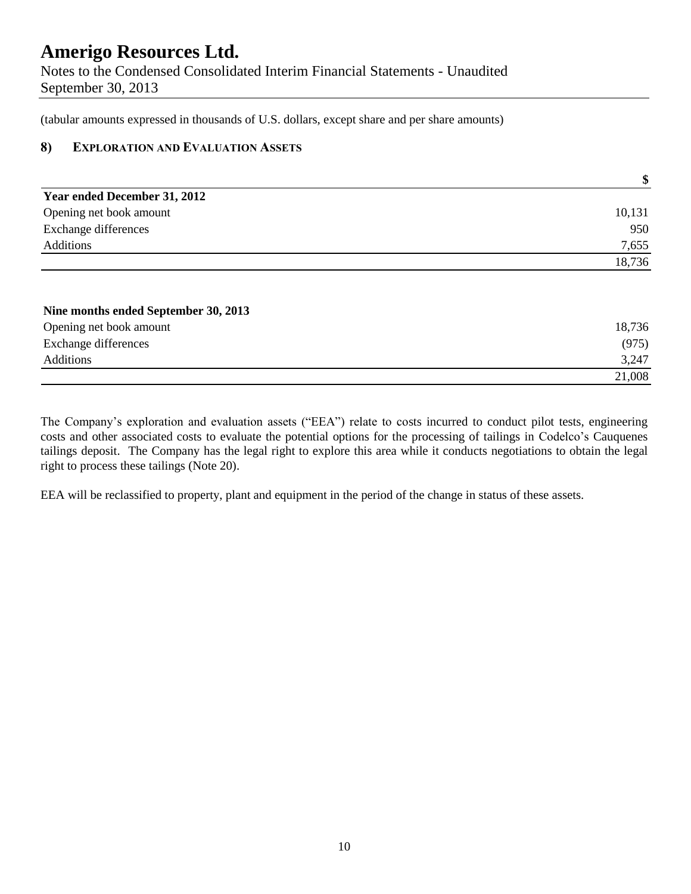# Amerigo Resources Ltd.

Notes to the Condensed Consolidated Interim Financial Statements - Unaudited
September 30, 2013

(tabular amounts expressed in thousands of U.S. dollars, except share and per share amounts)

## 8) Exploration and Evaluation Assets

| | $ |
|---|---|
| **Year ended December 31, 2012** | |
| Opening net book amount | 10,131 |
| Exchange differences | 950 |
| Additions | 7,655 |
| | 18,736 |

| | |
|---|---|
| **Nine months ended September 30, 2013** | |
| Opening net book amount | 18,736 |
| Exchange differences | (975) |
| Additions | 3,247 |
| | 21,008 |

The Company's exploration and evaluation assets ("EEA") relate to costs incurred to conduct pilot tests, engineering costs and other associated costs to evaluate the potential options for the processing of tailings in Codelco's Cauquenes tailings deposit. The Company has the legal right to explore this area while it conducts negotiations to obtain the legal right to process these tailings (Note 20).

EEA will be reclassified to property, plant and equipment in the period of the change in status of these assets.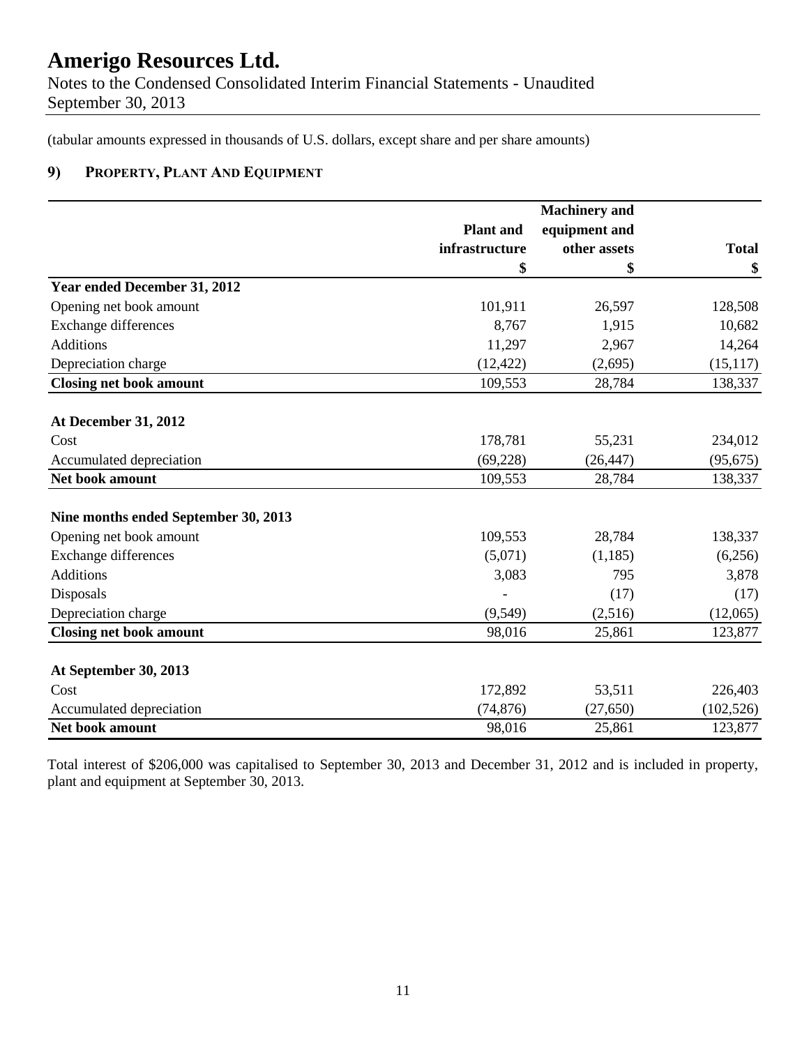# Amerigo Resources Ltd.

Notes to the Condensed Consolidated Interim Financial Statements - Unaudited
September 30, 2013

(tabular amounts expressed in thousands of U.S. dollars, except share and per share amounts)

## 9) Property, Plant And Equipment

| | Plant and infrastructure | Machinery and equipment and other assets | Total |
|---|---|---|---|
| | $ | $ | $ |
| **Year ended December 31, 2012** | | | |
| Opening net book amount | 101,911 | 26,597 | 128,508 |
| Exchange differences | 8,767 | 1,915 | 10,682 |
| Additions | 11,297 | 2,967 | 14,264 |
| Depreciation charge | (12,422) | (2,695) | (15,117) |
| **Closing net book amount** | 109,553 | 28,784 | 138,337 |
| | | | |
| **At December 31, 2012** | | | |
| Cost | 178,781 | 55,231 | 234,012 |
| Accumulated depreciation | (69,228) | (26,447) | (95,675) |
| **Net book amount** | 109,553 | 28,784 | 138,337 |
| | | | |
| **Nine months ended September 30, 2013** | | | |
| Opening net book amount | 109,553 | 28,784 | 138,337 |
| Exchange differences | (5,071) | (1,185) | (6,256) |
| Additions | 3,083 | 795 | 3,878 |
| Disposals | - | (17) | (17) |
| Depreciation charge | (9,549) | (2,516) | (12,065) |
| **Closing net book amount** | 98,016 | 25,861 | 123,877 |
| | | | |
| **At September 30, 2013** | | | |
| Cost | 172,892 | 53,511 | 226,403 |
| Accumulated depreciation | (74,876) | (27,650) | (102,526) |
| **Net book amount** | 98,016 | 25,861 | 123,877 |

Total interest of $206,000 was capitalised to September 30, 2013 and December 31, 2012 and is included in property, plant and equipment at September 30, 2013.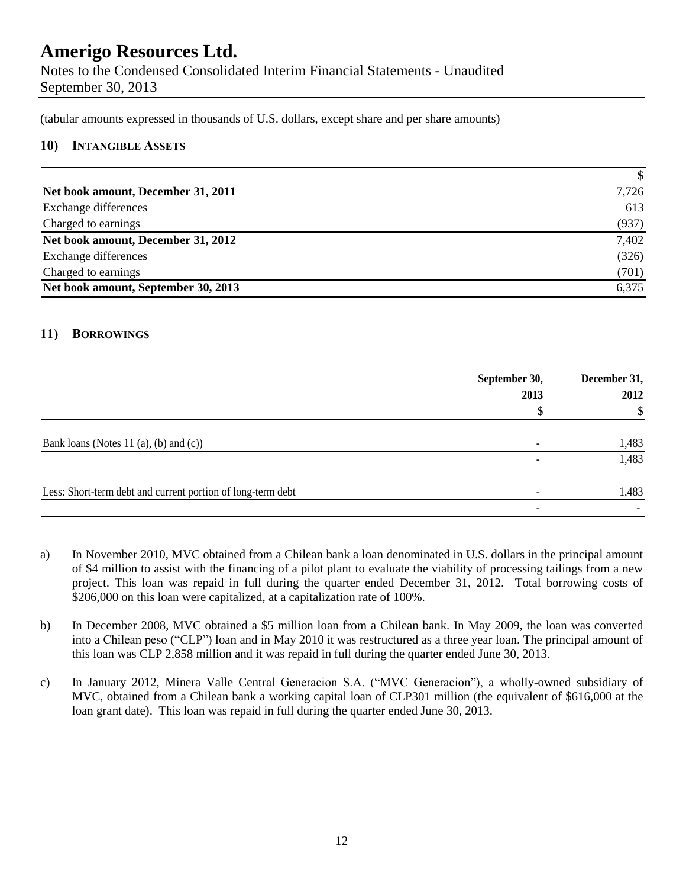# Amerigo Resources Ltd.

Notes to the Condensed Consolidated Interim Financial Statements - Unaudited
September 30, 2013

(tabular amounts expressed in thousands of U.S. dollars, except share and per share amounts)

## 10) INTANGIBLE ASSETS

| | $ |
|---|---|
| **Net book amount, December 31, 2011** | 7,726 |
| Exchange differences | 613 |
| Charged to earnings | (937) |
| **Net book amount, December 31, 2012** | 7,402 |
| Exchange differences | (326) |
| Charged to earnings | (701) |
| **Net book amount, September 30, 2013** | 6,375 |

## 11) BORROWINGS

| | September 30, 2013 | December 31, 2012 |
|---|---|---|
| | $ | $ |
| Bank loans (Notes 11 (a), (b) and (c)) | - | 1,483 |
| | - | 1,483 |
| Less: Short-term debt and current portion of long-term debt | - | 1,483 |
| | - | - |

a) In November 2010, MVC obtained from a Chilean bank a loan denominated in U.S. dollars in the principal amount of $4 million to assist with the financing of a pilot plant to evaluate the viability of processing tailings from a new project. This loan was repaid in full during the quarter ended December 31, 2012. Total borrowing costs of $206,000 on this loan were capitalized, at a capitalization rate of 100%.

b) In December 2008, MVC obtained a $5 million loan from a Chilean bank. In May 2009, the loan was converted into a Chilean peso ("CLP") loan and in May 2010 it was restructured as a three year loan. The principal amount of this loan was CLP 2,858 million and it was repaid in full during the quarter ended June 30, 2013.

c) In January 2012, Minera Valle Central Generacion S.A. ("MVC Generacion"), a wholly-owned subsidiary of MVC, obtained from a Chilean bank a working capital loan of CLP301 million (the equivalent of $616,000 at the loan grant date). This loan was repaid in full during the quarter ended June 30, 2013.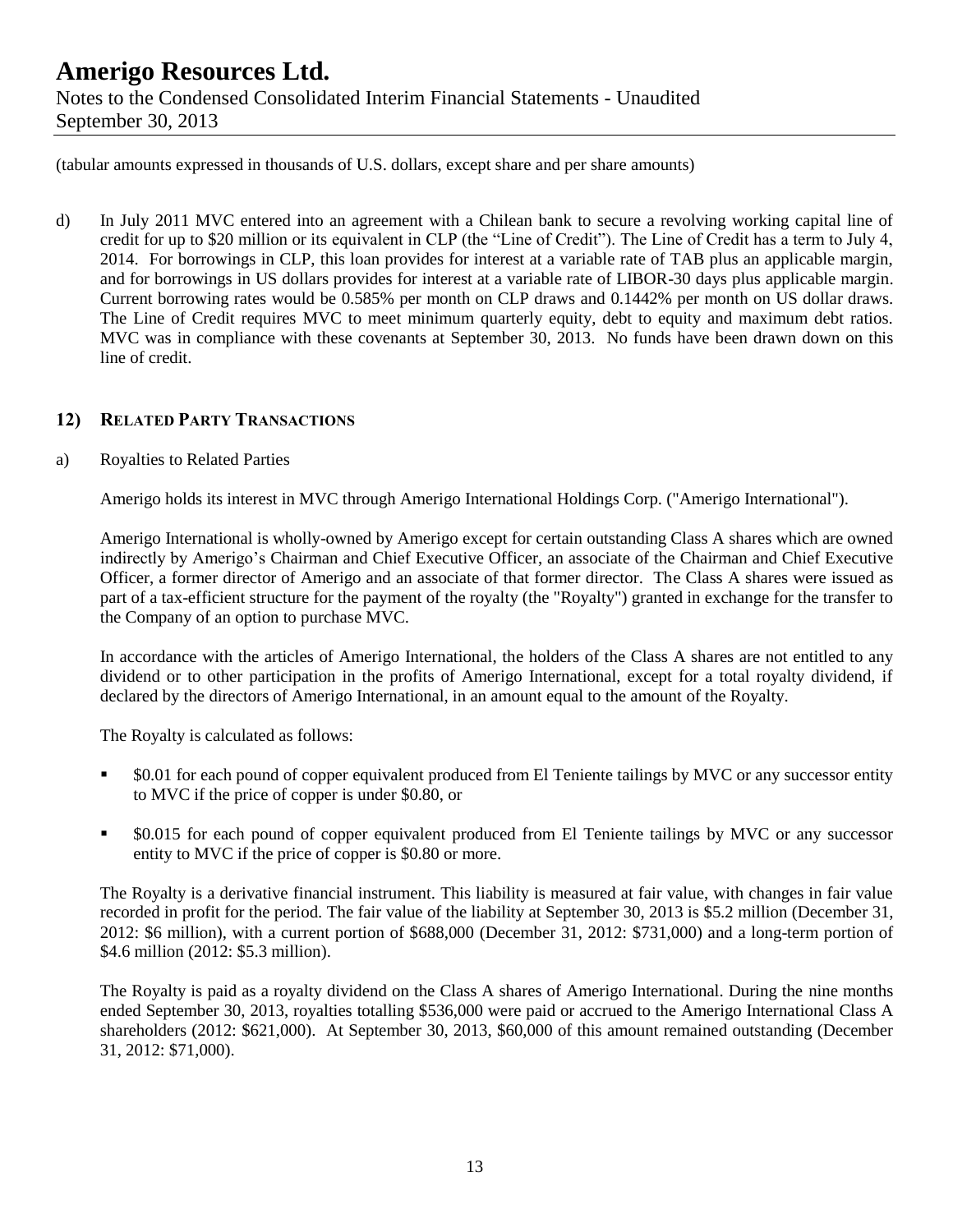(tabular amounts expressed in thousands of U.S. dollars, except share and per share amounts)

d) In July 2011 MVC entered into an agreement with a Chilean bank to secure a revolving working capital line of credit for up to $20 million or its equivalent in CLP (the "Line of Credit"). The Line of Credit has a term to July 4, 2014. For borrowings in CLP, this loan provides for interest at a variable rate of TAB plus an applicable margin, and for borrowings in US dollars provides for interest at a variable rate of LIBOR-30 days plus applicable margin. Current borrowing rates would be 0.585% per month on CLP draws and 0.1442% per month on US dollar draws. The Line of Credit requires MVC to meet minimum quarterly equity, debt to equity and maximum debt ratios. MVC was in compliance with these covenants at September 30, 2013. No funds have been drawn down on this line of credit.

## 12) RELATED PARTY TRANSACTIONS

a) Royalties to Related Parties

Amerigo holds its interest in MVC through Amerigo International Holdings Corp. ("Amerigo International").

Amerigo International is wholly-owned by Amerigo except for certain outstanding Class A shares which are owned indirectly by Amerigo's Chairman and Chief Executive Officer, an associate of the Chairman and Chief Executive Officer, a former director of Amerigo and an associate of that former director. The Class A shares were issued as part of a tax-efficient structure for the payment of the royalty (the "Royalty") granted in exchange for the transfer to the Company of an option to purchase MVC.

In accordance with the articles of Amerigo International, the holders of the Class A shares are not entitled to any dividend or to other participation in the profits of Amerigo International, except for a total royalty dividend, if declared by the directors of Amerigo International, in an amount equal to the amount of the Royalty.

The Royalty is calculated as follows:

- $0.01 for each pound of copper equivalent produced from El Teniente tailings by MVC or any successor entity to MVC if the price of copper is under $0.80, or
- $0.015 for each pound of copper equivalent produced from El Teniente tailings by MVC or any successor entity to MVC if the price of copper is $0.80 or more.

The Royalty is a derivative financial instrument. This liability is measured at fair value, with changes in fair value recorded in profit for the period. The fair value of the liability at September 30, 2013 is $5.2 million (December 31, 2012: $6 million), with a current portion of $688,000 (December 31, 2012: $731,000) and a long-term portion of $4.6 million (2012: $5.3 million).

The Royalty is paid as a royalty dividend on the Class A shares of Amerigo International. During the nine months ended September 30, 2013, royalties totalling $536,000 were paid or accrued to the Amerigo International Class A shareholders (2012: $621,000). At September 30, 2013, $60,000 of this amount remained outstanding (December 31, 2012: $71,000).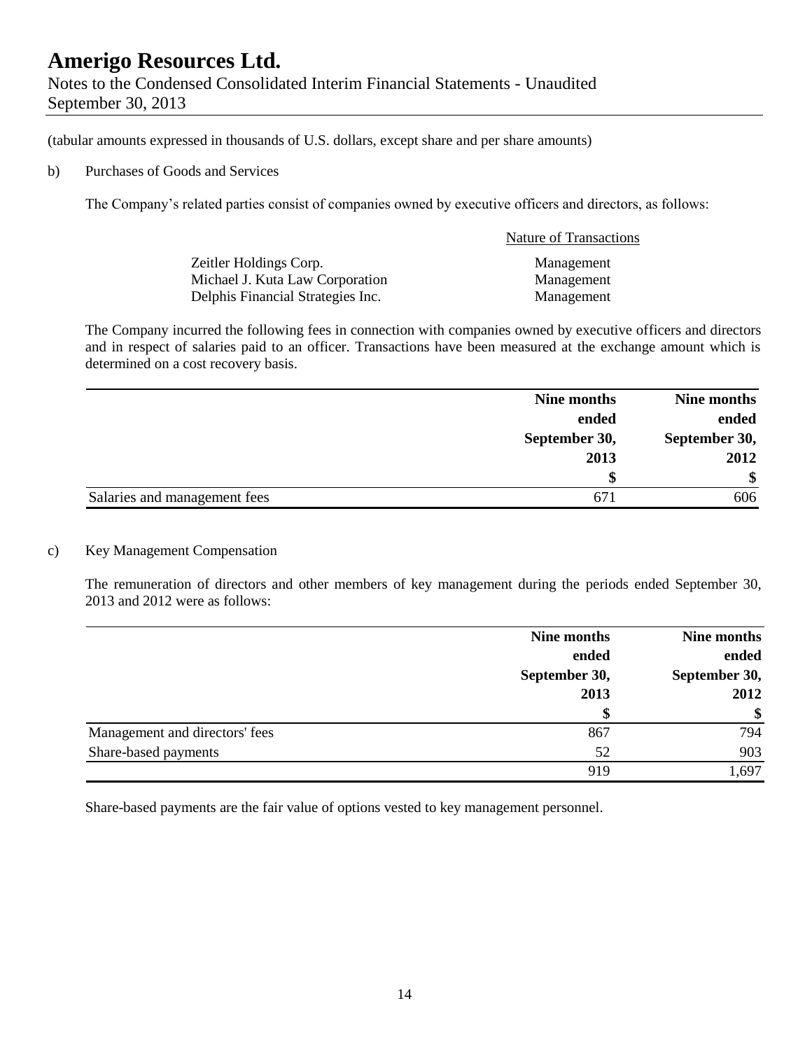(tabular amounts expressed in thousands of U.S. dollars, except share and per share amounts)

b) Purchases of Goods and Services

The Company's related parties consist of companies owned by executive officers and directors, as follows:

| | Nature of Transactions |
|---|---|
| Zeitler Holdings Corp. | Management |
| Michael J. Kuta Law Corporation | Management |
| Delphis Financial Strategies Inc. | Management |

The Company incurred the following fees in connection with companies owned by executive officers and directors and in respect of salaries paid to an officer. Transactions have been measured at the exchange amount which is determined on a cost recovery basis.

| | Nine months ended September 30, 2013 | Nine months ended September 30, 2012 |
|---|---|---|
| | $ | $ |
| Salaries and management fees | 671 | 606 |

c) Key Management Compensation

The remuneration of directors and other members of key management during the periods ended September 30, 2013 and 2012 were as follows:

| | Nine months ended September 30, 2013 | Nine months ended September 30, 2012 |
|---|---|---|
| | $ | $ |
| Management and directors' fees | 867 | 794 |
| Share-based payments | 52 | 903 |
| | 919 | 1,697 |

Share-based payments are the fair value of options vested to key management personnel.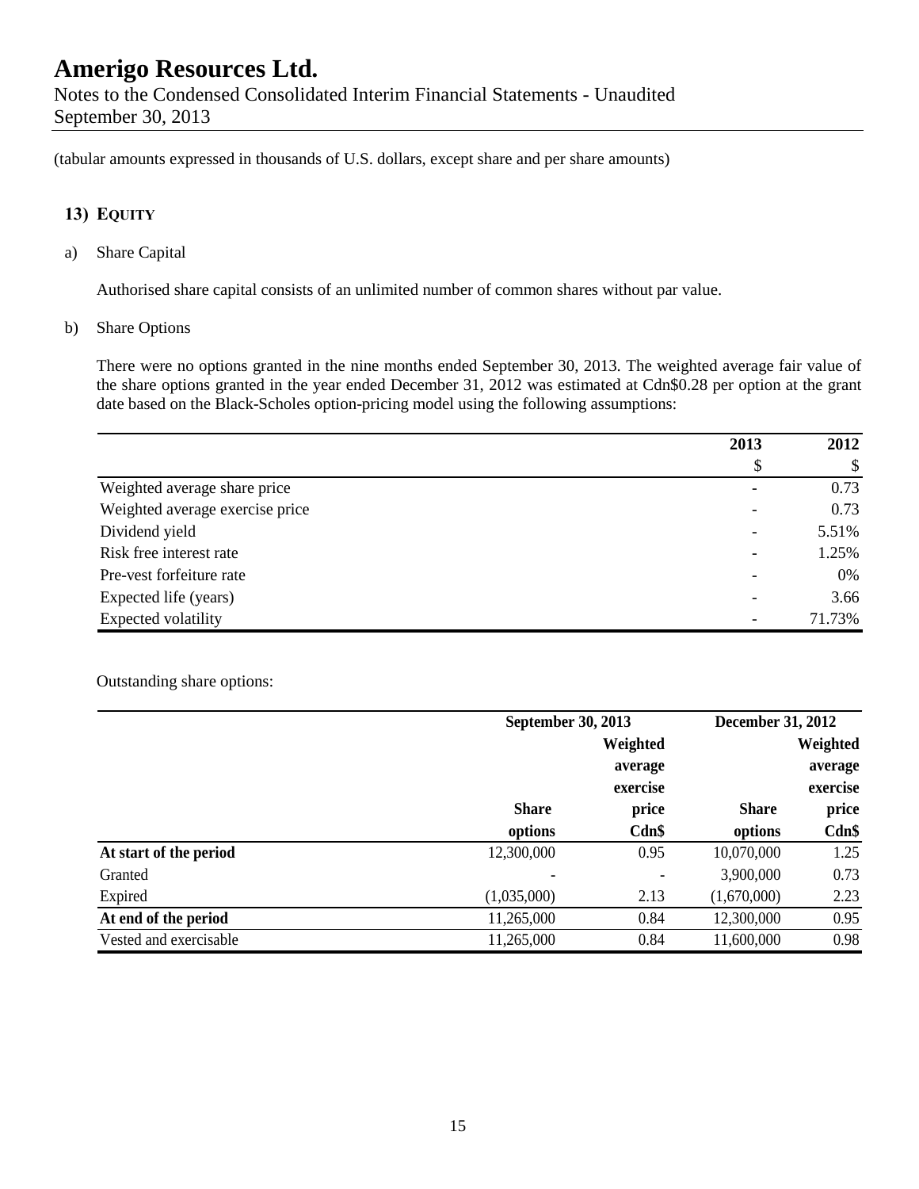# Amerigo Resources Ltd.

Notes to the Condensed Consolidated Interim Financial Statements - Unaudited
September 30, 2013

(tabular amounts expressed in thousands of U.S. dollars, except share and per share amounts)

## 13) Equity

a) Share Capital

Authorised share capital consists of an unlimited number of common shares without par value.

b) Share Options

There were no options granted in the nine months ended September 30, 2013. The weighted average fair value of the share options granted in the year ended December 31, 2012 was estimated at Cdn$0.28 per option at the grant date based on the Black-Scholes option-pricing model using the following assumptions:

| | 2013 | 2012 |
|---|---|---|
| | $ | $ |
| Weighted average share price | - | 0.73 |
| Weighted average exercise price | - | 0.73 |
| Dividend yield | - | 5.51% |
| Risk free interest rate | - | 1.25% |
| Pre-vest forfeiture rate | - | 0% |
| Expected life (years) | - | 3.66 |
| Expected volatility | - | 71.73% |

Outstanding share options:

| | September 30, 2013 | | December 31, 2012 | |
|---|---|---|---|---|
| | Share options | Weighted average exercise price Cdn$ | Share options | Weighted average exercise price Cdn$ |
| **At start of the period** | 12,300,000 | 0.95 | 10,070,000 | 1.25 |
| Granted | - | - | 3,900,000 | 0.73 |
| Expired | (1,035,000) | 2.13 | (1,670,000) | 2.23 |
| **At end of the period** | 11,265,000 | 0.84 | 12,300,000 | 0.95 |
| Vested and exercisable | 11,265,000 | 0.84 | 11,600,000 | 0.98 |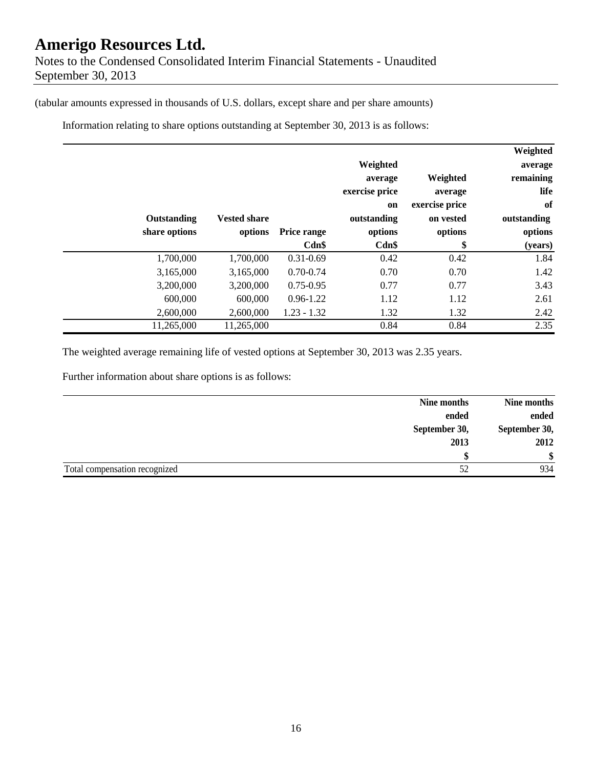(tabular amounts expressed in thousands of U.S. dollars, except share and per share amounts)

Information relating to share options outstanding at September 30, 2013 is as follows:

| Outstanding share options | Vested share options | Price range Cdn$ | Weighted average exercise price on outstanding options Cdn$ | Weighted average exercise price on vested options $ | Weighted average remaining life of outstanding options (years) |
|---|---|---|---|---|---|
| 1,700,000 | 1,700,000 | 0.31-0.69 | 0.42 | 0.42 | 1.84 |
| 3,165,000 | 3,165,000 | 0.70-0.74 | 0.70 | 0.70 | 1.42 |
| 3,200,000 | 3,200,000 | 0.75-0.95 | 0.77 | 0.77 | 3.43 |
| 600,000 | 600,000 | 0.96-1.22 | 1.12 | 1.12 | 2.61 |
| 2,600,000 | 2,600,000 | 1.23 - 1.32 | 1.32 | 1.32 | 2.42 |
| 11,265,000 | 11,265,000 | | 0.84 | 0.84 | 2.35 |

The weighted average remaining life of vested options at September 30, 2013 was 2.35 years.

Further information about share options is as follows:

| | Nine months ended September 30, 2013 $ | Nine months ended September 30, 2012 $ |
|---|---|---|
| Total compensation recognized | 52 | 934 |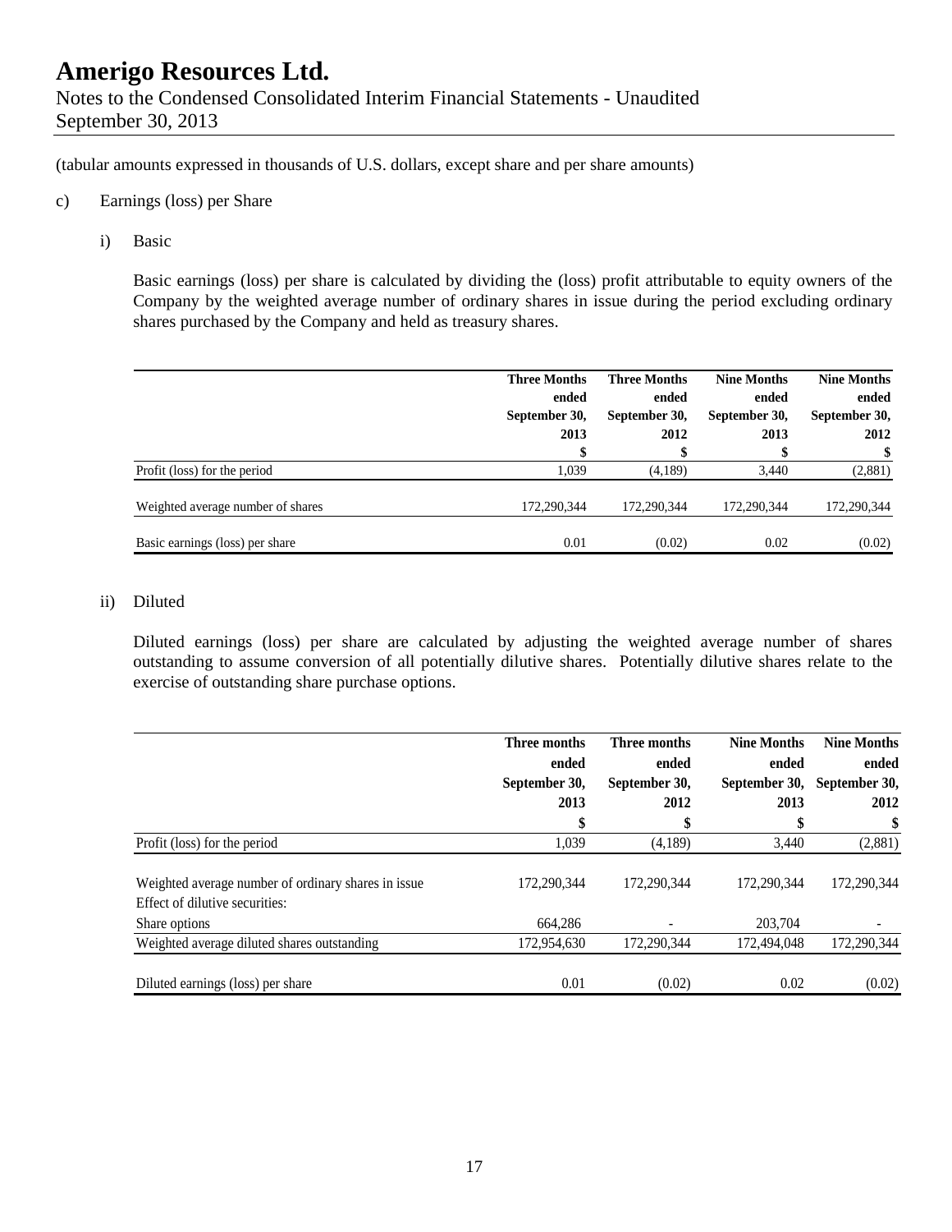(tabular amounts expressed in thousands of U.S. dollars, except share and per share amounts)

c) Earnings (loss) per Share

i) Basic

Basic earnings (loss) per share is calculated by dividing the (loss) profit attributable to equity owners of the Company by the weighted average number of ordinary shares in issue during the period excluding ordinary shares purchased by the Company and held as treasury shares.

| | Three Months ended September 30, 2013 | Three Months ended September 30, 2012 | Nine Months ended September 30, 2013 | Nine Months ended September 30, 2012 |
|---|---|---|---|---|
| | $ | $ | $ | $ |
| Profit (loss) for the period | 1,039 | (4,189) | 3,440 | (2,881) |
| Weighted average number of shares | 172,290,344 | 172,290,344 | 172,290,344 | 172,290,344 |
| Basic earnings (loss) per share | 0.01 | (0.02) | 0.02 | (0.02) |

ii) Diluted

Diluted earnings (loss) per share are calculated by adjusting the weighted average number of shares outstanding to assume conversion of all potentially dilutive shares. Potentially dilutive shares relate to the exercise of outstanding share purchase options.

| | Three months ended September 30, 2013 | Three months ended September 30, 2012 | Nine Months ended September 30, 2013 | Nine Months ended September 30, 2012 |
|---|---|---|---|---|
| | $ | $ | $ | $ |
| Profit (loss) for the period | 1,039 | (4,189) | 3,440 | (2,881) |
| Weighted average number of ordinary shares in issue | 172,290,344 | 172,290,344 | 172,290,344 | 172,290,344 |
| Effect of dilutive securities: | | | | |
| Share options | 664,286 | - | 203,704 | - |
| Weighted average diluted shares outstanding | 172,954,630 | 172,290,344 | 172,494,048 | 172,290,344 |
| Diluted earnings (loss) per share | 0.01 | (0.02) | 0.02 | (0.02) |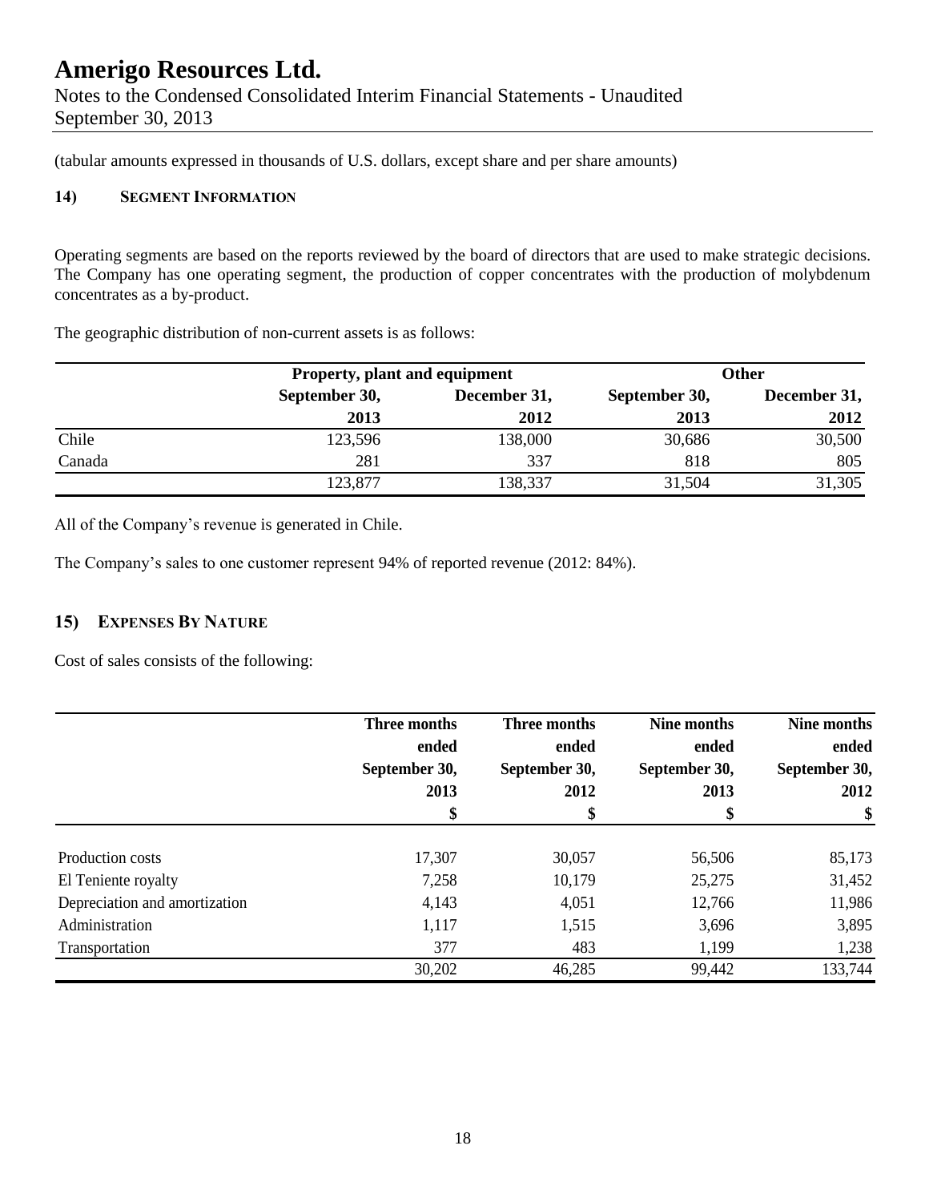(tabular amounts expressed in thousands of U.S. dollars, except share and per share amounts)

### 14) SEGMENT INFORMATION

Operating segments are based on the reports reviewed by the board of directors that are used to make strategic decisions. The Company has one operating segment, the production of copper concentrates with the production of molybdenum concentrates as a by-product.

The geographic distribution of non-current assets is as follows:

| | Property, plant and equipment | | Other | |
|---|---|---|---|---|
| | September 30, 2013 | December 31, 2012 | September 30, 2013 | December 31, 2012 |
| Chile | 123,596 | 138,000 | 30,686 | 30,500 |
| Canada | 281 | 337 | 818 | 805 |
| | 123,877 | 138,337 | 31,504 | 31,305 |

All of the Company's revenue is generated in Chile.

The Company's sales to one customer represent 94% of reported revenue (2012: 84%).

### 15) EXPENSES BY NATURE

Cost of sales consists of the following:

| | Three months ended September 30, 2013 | Three months ended September 30, 2012 | Nine months ended September 30, 2013 | Nine months ended September 30, 2012 |
|---|---|---|---|---|
| | $ | $ | $ | $ |
| Production costs | 17,307 | 30,057 | 56,506 | 85,173 |
| El Teniente royalty | 7,258 | 10,179 | 25,275 | 31,452 |
| Depreciation and amortization | 4,143 | 4,051 | 12,766 | 11,986 |
| Administration | 1,117 | 1,515 | 3,696 | 3,895 |
| Transportation | 377 | 483 | 1,199 | 1,238 |
| | 30,202 | 46,285 | 99,442 | 133,744 |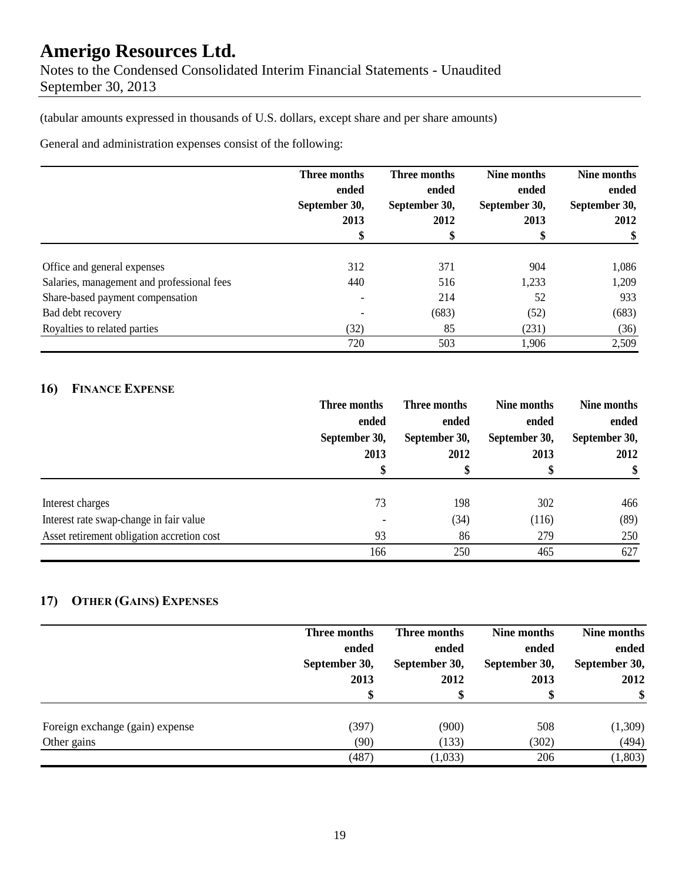(tabular amounts expressed in thousands of U.S. dollars, except share and per share amounts)

General and administration expenses consist of the following:

| | Three months ended September 30, 2013 | Three months ended September 30, 2012 | Nine months ended September 30, 2013 | Nine months ended September 30, 2012 |
|---|---|---|---|---|
| | $ | $ | $ | $ |
| Office and general expenses | 312 | 371 | 904 | 1,086 |
| Salaries, management and professional fees | 440 | 516 | 1,233 | 1,209 |
| Share-based payment compensation | - | 214 | 52 | 933 |
| Bad debt recovery | - | (683) | (52) | (683) |
| Royalties to related parties | (32) | 85 | (231) | (36) |
| | 720 | 503 | 1,906 | 2,509 |

## 16) Finance Expense

| | Three months ended September 30, 2013 | Three months ended September 30, 2012 | Nine months ended September 30, 2013 | Nine months ended September 30, 2012 |
|---|---|---|---|---|
| | $ | $ | $ | $ |
| Interest charges | 73 | 198 | 302 | 466 |
| Interest rate swap-change in fair value | - | (34) | (116) | (89) |
| Asset retirement obligation accretion cost | 93 | 86 | 279 | 250 |
| | 166 | 250 | 465 | 627 |

## 17) Other (Gains) Expenses

| | Three months ended September 30, 2013 | Three months ended September 30, 2012 | Nine months ended September 30, 2013 | Nine months ended September 30, 2012 |
|---|---|---|---|---|
| | $ | $ | $ | $ |
| Foreign exchange (gain) expense | (397) | (900) | 508 | (1,309) |
| Other gains | (90) | (133) | (302) | (494) |
| | (487) | (1,033) | 206 | (1,803) |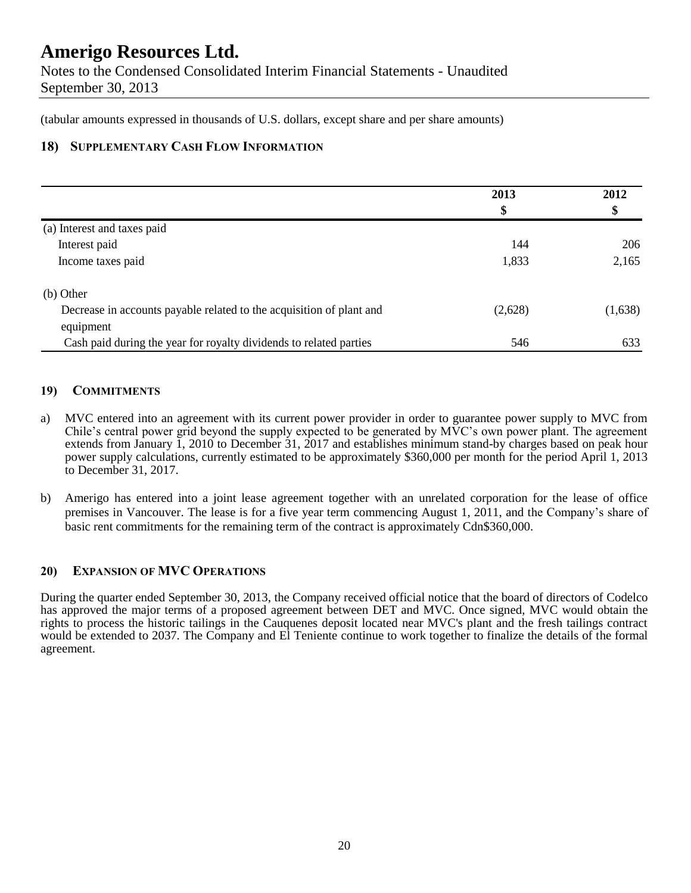(tabular amounts expressed in thousands of U.S. dollars, except share and per share amounts)

## 18) SUPPLEMENTARY CASH FLOW INFORMATION

| | 2013<br>$ | 2012<br>$ |
|---|---|---|
| (a) Interest and taxes paid | | |
| Interest paid | 144 | 206 |
| Income taxes paid | 1,833 | 2,165 |
| (b) Other | | |
| Decrease in accounts payable related to the acquisition of plant and equipment | (2,628) | (1,638) |
| Cash paid during the year for royalty dividends to related parties | 546 | 633 |

## 19) COMMITMENTS

a) MVC entered into an agreement with its current power provider in order to guarantee power supply to MVC from Chile's central power grid beyond the supply expected to be generated by MVC's own power plant. The agreement extends from January 1, 2010 to December 31, 2017 and establishes minimum stand-by charges based on peak hour power supply calculations, currently estimated to be approximately $360,000 per month for the period April 1, 2013 to December 31, 2017.

b) Amerigo has entered into a joint lease agreement together with an unrelated corporation for the lease of office premises in Vancouver. The lease is for a five year term commencing August 1, 2011, and the Company's share of basic rent commitments for the remaining term of the contract is approximately Cdn$360,000.

## 20) EXPANSION OF MVC OPERATIONS

During the quarter ended September 30, 2013, the Company received official notice that the board of directors of Codelco has approved the major terms of a proposed agreement between DET and MVC. Once signed, MVC would obtain the rights to process the historic tailings in the Cauquenes deposit located near MVC's plant and the fresh tailings contract would be extended to 2037. The Company and El Teniente continue to work together to finalize the details of the formal agreement.